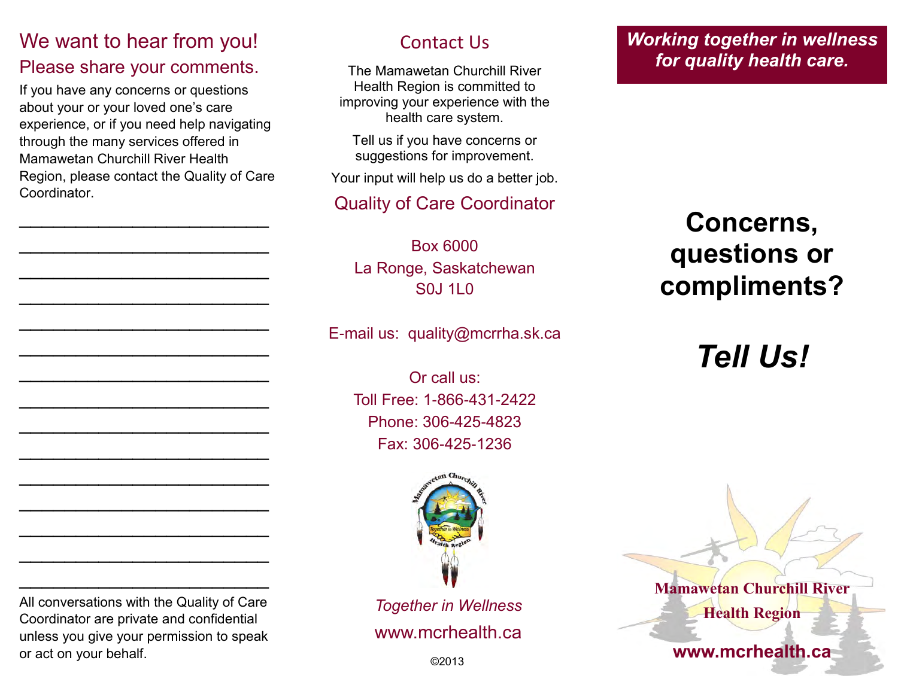# We want to hear from you!

## Please share your comments.

If you have any concerns or questions about your or your loved one's care experience, or if you need help navigating through the many services offered in Mamawetan Churchill River Health Region, please contact the Quality of Care Coordinator.

______________________________

______________________________

______________________________

______________________________

______________________________

______________________________

______________________________

______________________________

______________________________

______________________________

______________________________

______________________________

______________________________

______________________________

______________________________

All conversations with the Quality of Care Coordinator are private and confidential unless you give your permission to speak or act on your behalf.

## Contact Us

The Mamawetan Churchill River Health Region is committed to improving your experience with the health care system.

Tell us if you have concerns or suggestions for improvement.

Your input will help us do a better job.

### Quality of Care Coordinator

Box 6000
La Ronge, Saskatchewan
S0J 1L0

E-mail us: quality@mcrrha.sk.ca

Or call us:
Toll Free: 1-866-431-2422
Phone: 306-425-4823
Fax: 306-425-1236

*Together in Wellness*

www.mcrhealth.ca

©2013

***Working together in wellness for quality health care.***

# Concerns, questions or compliments?

# *Tell Us!*

**Mamawetan Churchill River Health Region**

**www.mcrhealth.ca**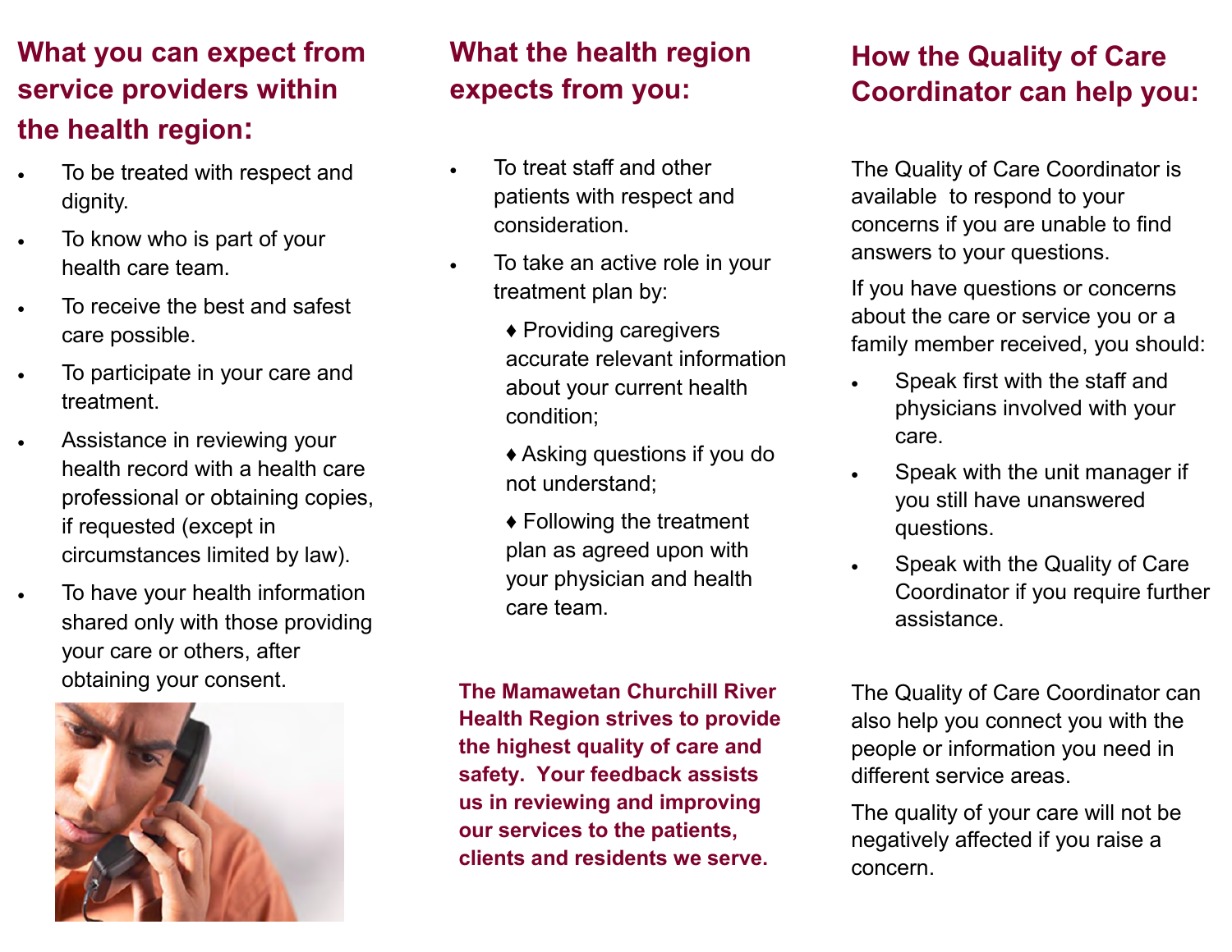## What you can expect from service providers within the health region:

- To be treated with respect and dignity.
- To know who is part of your health care team.
- To receive the best and safest care possible.
- To participate in your care and treatment.
- Assistance in reviewing your health record with a health care professional or obtaining copies, if requested (except in circumstances limited by law).
- To have your health information shared only with those providing your care or others, after obtaining your consent.

## What the health region expects from you:

- To treat staff and other patients with respect and consideration.
- To take an active role in your treatment plan by:

  ♦ Providing caregivers accurate relevant information about your current health condition;

  ♦ Asking questions if you do not understand;

  ♦ Following the treatment plan as agreed upon with your physician and health care team.

**The Mamawetan Churchill River Health Region strives to provide the highest quality of care and safety. Your feedback assists us in reviewing and improving our services to the patients, clients and residents we serve.**

## How the Quality of Care Coordinator can help you:

The Quality of Care Coordinator is available to respond to your concerns if you are unable to find answers to your questions.

If you have questions or concerns about the care or service you or a family member received, you should:

- Speak first with the staff and physicians involved with your care.
- Speak with the unit manager if you still have unanswered questions.
- Speak with the Quality of Care Coordinator if you require further assistance.

The Quality of Care Coordinator can also help you connect you with the people or information you need in different service areas.

The quality of your care will not be negatively affected if you raise a concern.